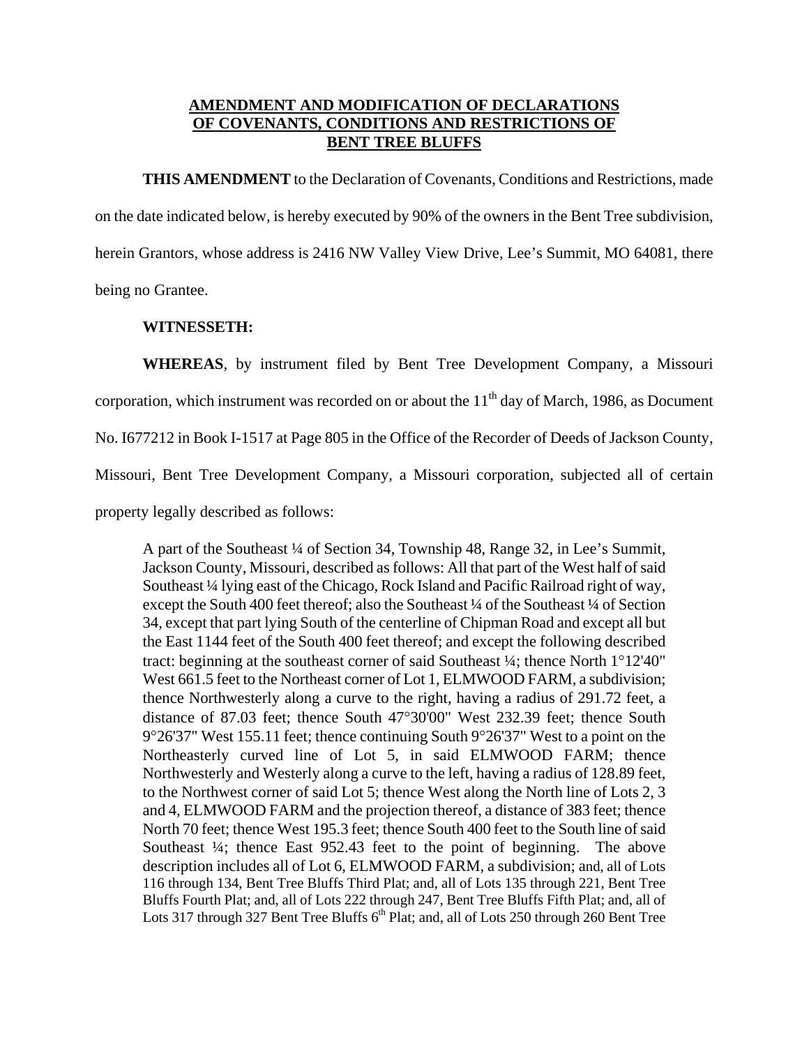**AMENDMENT AND MODIFICATION OF DECLARATIONS OF COVENANTS, CONDITIONS AND RESTRICTIONS OF BENT TREE BLUFFS**

**THIS AMENDMENT** to the Declaration of Covenants, Conditions and Restrictions, made on the date indicated below, is hereby executed by 90% of the owners in the Bent Tree subdivision, herein Grantors, whose address is 2416 NW Valley View Drive, Lee's Summit, MO 64081, there being no Grantee.

**WITNESSETH:**

**WHEREAS**, by instrument filed by Bent Tree Development Company, a Missouri corporation, which instrument was recorded on or about the 11th day of March, 1986, as Document No. I677212 in Book I-1517 at Page 805 in the Office of the Recorder of Deeds of Jackson County, Missouri, Bent Tree Development Company, a Missouri corporation, subjected all of certain property legally described as follows:

> A part of the Southeast ¼ of Section 34, Township 48, Range 32, in Lee's Summit, Jackson County, Missouri, described as follows: All that part of the West half of said Southeast ¼ lying east of the Chicago, Rock Island and Pacific Railroad right of way, except the South 400 feet thereof; also the Southeast ¼ of the Southeast ¼ of Section 34, except that part lying South of the centerline of Chipman Road and except all but the East 1144 feet of the South 400 feet thereof; and except the following described tract: beginning at the southeast corner of said Southeast ¼; thence North 1°12'40" West 661.5 feet to the Northeast corner of Lot 1, ELMWOOD FARM, a subdivision; thence Northwesterly along a curve to the right, having a radius of 291.72 feet, a distance of 87.03 feet; thence South 47°30'00" West 232.39 feet; thence South 9°26'37" West 155.11 feet; thence continuing South 9°26'37" West to a point on the Northeasterly curved line of Lot 5, in said ELMWOOD FARM; thence Northwesterly and Westerly along a curve to the left, having a radius of 128.89 feet, to the Northwest corner of said Lot 5; thence West along the North line of Lots 2, 3 and 4, ELMWOOD FARM and the projection thereof, a distance of 383 feet; thence North 70 feet; thence West 195.3 feet; thence South 400 feet to the South line of said Southeast ¼; thence East 952.43 feet to the point of beginning. The above description includes all of Lot 6, ELMWOOD FARM, a subdivision; and, all of Lots 116 through 134, Bent Tree Bluffs Third Plat; and, all of Lots 135 through 221, Bent Tree Bluffs Fourth Plat; and, all of Lots 222 through 247, Bent Tree Bluffs Fifth Plat; and, all of Lots 317 through 327 Bent Tree Bluffs 6th Plat; and, all of Lots 250 through 260 Bent Tree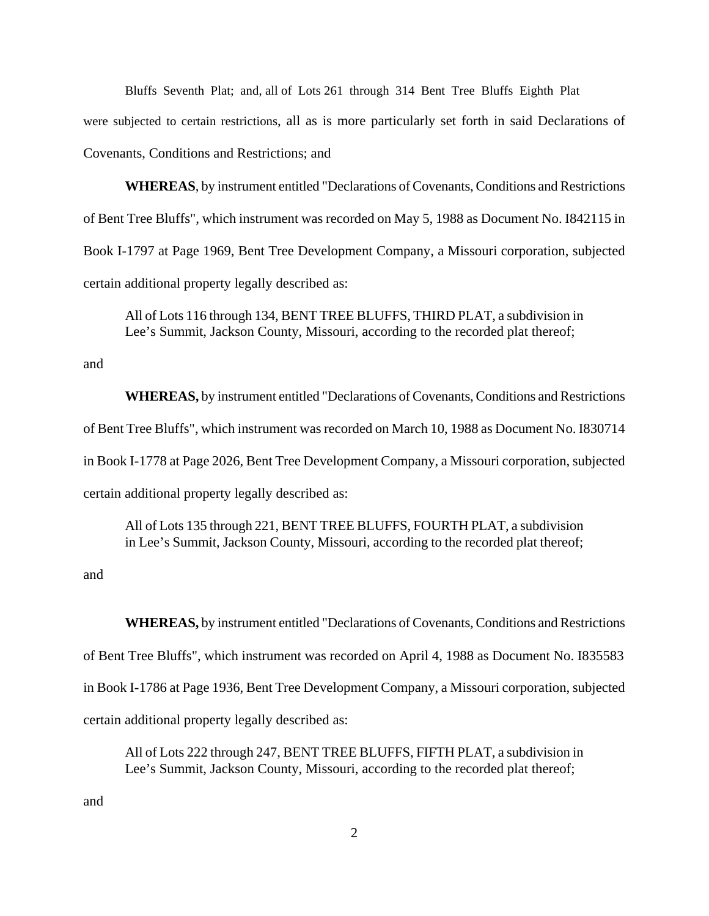Bluffs Seventh Plat; and, all of Lots 261 through 314 Bent Tree Bluffs Eighth Plat were subjected to certain restrictions, all as is more particularly set forth in said Declarations of Covenants, Conditions and Restrictions; and

**WHEREAS**, by instrument entitled "Declarations of Covenants, Conditions and Restrictions of Bent Tree Bluffs", which instrument was recorded on May 5, 1988 as Document No. I842115 in Book I-1797 at Page 1969, Bent Tree Development Company, a Missouri corporation, subjected certain additional property legally described as:

> All of Lots 116 through 134, BENT TREE BLUFFS, THIRD PLAT, a subdivision in Lee's Summit, Jackson County, Missouri, according to the recorded plat thereof;

and

**WHEREAS,** by instrument entitled "Declarations of Covenants, Conditions and Restrictions of Bent Tree Bluffs", which instrument was recorded on March 10, 1988 as Document No. I830714 in Book I-1778 at Page 2026, Bent Tree Development Company, a Missouri corporation, subjected certain additional property legally described as:

> All of Lots 135 through 221, BENT TREE BLUFFS, FOURTH PLAT, a subdivision in Lee's Summit, Jackson County, Missouri, according to the recorded plat thereof;

and

**WHEREAS,** by instrument entitled "Declarations of Covenants, Conditions and Restrictions of Bent Tree Bluffs", which instrument was recorded on April 4, 1988 as Document No. I835583 in Book I-1786 at Page 1936, Bent Tree Development Company, a Missouri corporation, subjected certain additional property legally described as:

> All of Lots 222 through 247, BENT TREE BLUFFS, FIFTH PLAT, a subdivision in Lee's Summit, Jackson County, Missouri, according to the recorded plat thereof;

and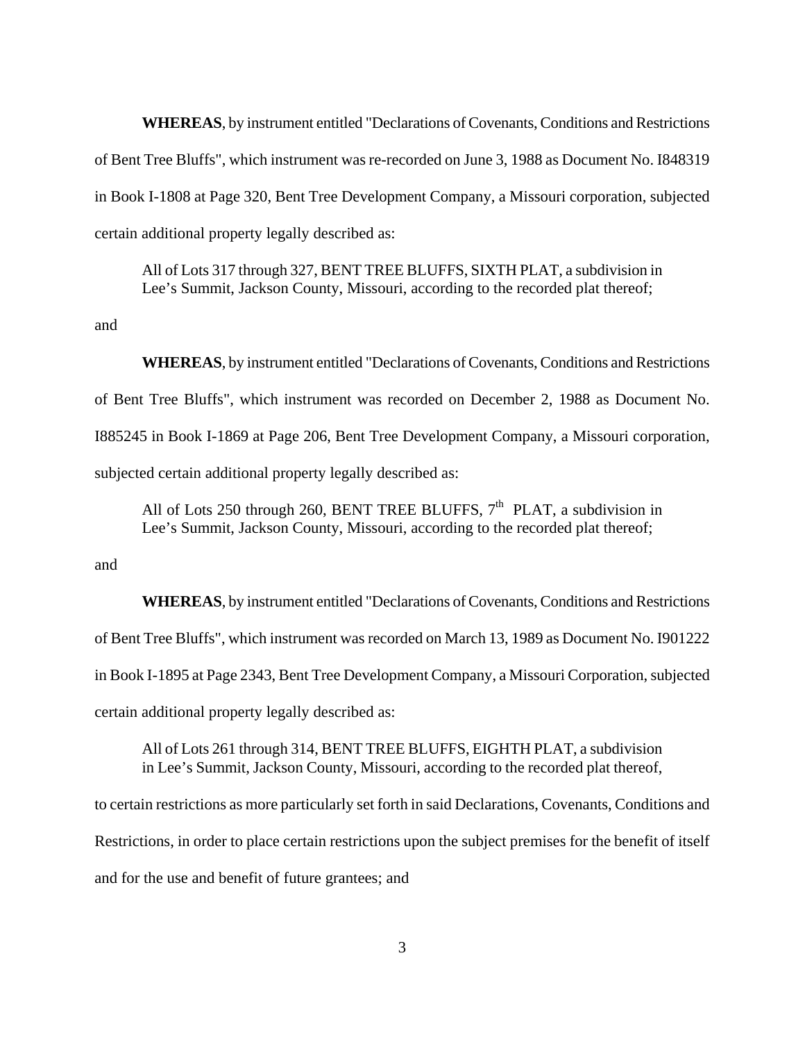**WHEREAS**, by instrument entitled "Declarations of Covenants, Conditions and Restrictions of Bent Tree Bluffs", which instrument was re-recorded on June 3, 1988 as Document No. I848319 in Book I-1808 at Page 320, Bent Tree Development Company, a Missouri corporation, subjected certain additional property legally described as:

> All of Lots 317 through 327, BENT TREE BLUFFS, SIXTH PLAT, a subdivision in Lee's Summit, Jackson County, Missouri, according to the recorded plat thereof;

and

**WHEREAS**, by instrument entitled "Declarations of Covenants, Conditions and Restrictions of Bent Tree Bluffs", which instrument was recorded on December 2, 1988 as Document No. I885245 in Book I-1869 at Page 206, Bent Tree Development Company, a Missouri corporation, subjected certain additional property legally described as:

> All of Lots 250 through 260, BENT TREE BLUFFS, 7th PLAT, a subdivision in Lee's Summit, Jackson County, Missouri, according to the recorded plat thereof;

and

**WHEREAS**, by instrument entitled "Declarations of Covenants, Conditions and Restrictions of Bent Tree Bluffs", which instrument was recorded on March 13, 1989 as Document No. I901222 in Book I-1895 at Page 2343, Bent Tree Development Company, a Missouri Corporation, subjected certain additional property legally described as:

> All of Lots 261 through 314, BENT TREE BLUFFS, EIGHTH PLAT, a subdivision in Lee's Summit, Jackson County, Missouri, according to the recorded plat thereof,

to certain restrictions as more particularly set forth in said Declarations, Covenants, Conditions and Restrictions, in order to place certain restrictions upon the subject premises for the benefit of itself and for the use and benefit of future grantees; and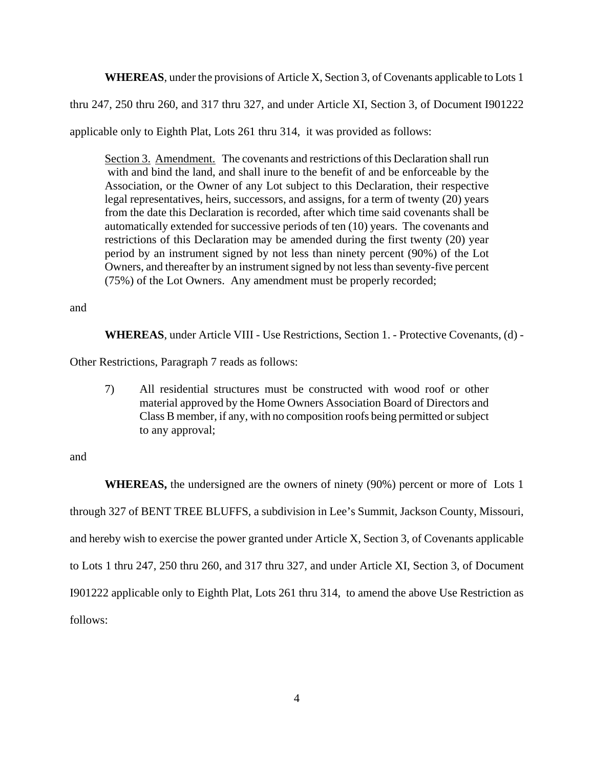**WHEREAS**, under the provisions of Article X, Section 3, of Covenants applicable to Lots 1 thru 247, 250 thru 260, and 317 thru 327, and under Article XI, Section 3, of Document I901222 applicable only to Eighth Plat, Lots 261 thru 314, it was provided as follows:

> <u>Section 3.</u> <u>Amendment.</u> The covenants and restrictions of this Declaration shall run with and bind the land, and shall inure to the benefit of and be enforceable by the Association, or the Owner of any Lot subject to this Declaration, their respective legal representatives, heirs, successors, and assigns, for a term of twenty (20) years from the date this Declaration is recorded, after which time said covenants shall be automatically extended for successive periods of ten (10) years. The covenants and restrictions of this Declaration may be amended during the first twenty (20) year period by an instrument signed by not less than ninety percent (90%) of the Lot Owners, and thereafter by an instrument signed by not less than seventy-five percent (75%) of the Lot Owners. Any amendment must be properly recorded;

and

**WHEREAS**, under Article VIII - Use Restrictions, Section 1. - Protective Covenants, (d) - Other Restrictions, Paragraph 7 reads as follows:

> 7) All residential structures must be constructed with wood roof or other material approved by the Home Owners Association Board of Directors and Class B member, if any, with no composition roofs being permitted or subject to any approval;

and

**WHEREAS,** the undersigned are the owners of ninety (90%) percent or more of Lots 1 through 327 of BENT TREE BLUFFS, a subdivision in Lee's Summit, Jackson County, Missouri, and hereby wish to exercise the power granted under Article X, Section 3, of Covenants applicable to Lots 1 thru 247, 250 thru 260, and 317 thru 327, and under Article XI, Section 3, of Document I901222 applicable only to Eighth Plat, Lots 261 thru 314, to amend the above Use Restriction as follows: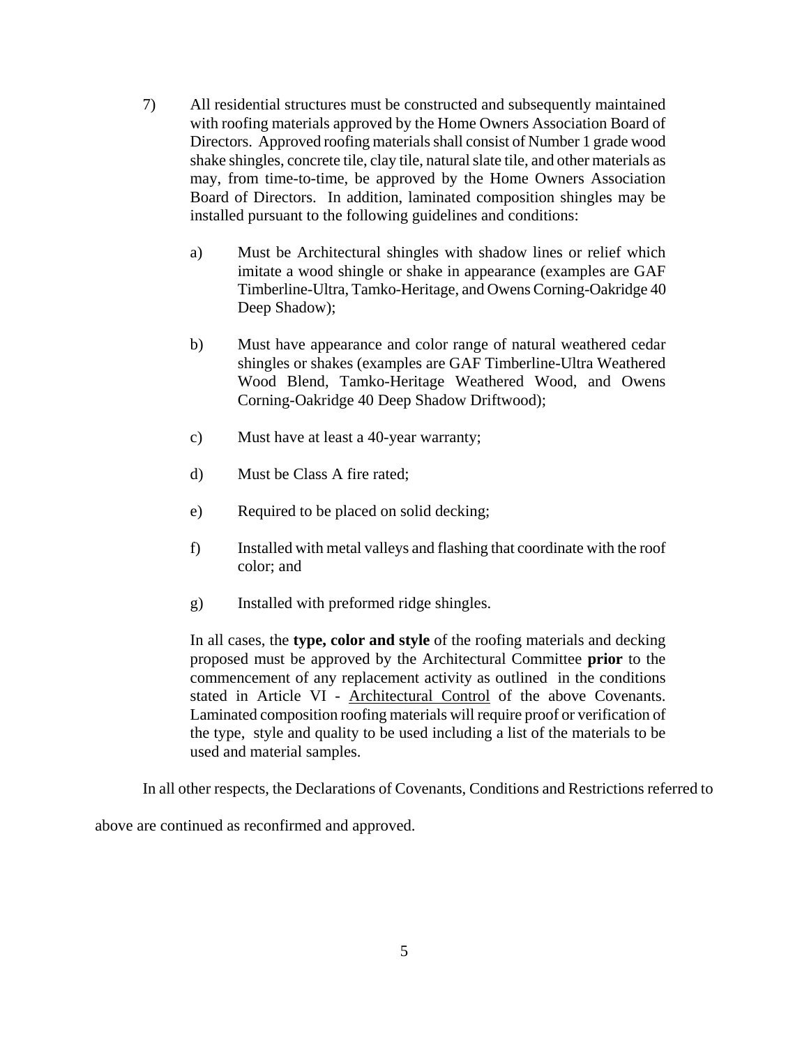7) All residential structures must be constructed and subsequently maintained with roofing materials approved by the Home Owners Association Board of Directors. Approved roofing materials shall consist of Number 1 grade wood shake shingles, concrete tile, clay tile, natural slate tile, and other materials as may, from time-to-time, be approved by the Home Owners Association Board of Directors. In addition, laminated composition shingles may be installed pursuant to the following guidelines and conditions:

   a) Must be Architectural shingles with shadow lines or relief which imitate a wood shingle or shake in appearance (examples are GAF Timberline-Ultra, Tamko-Heritage, and Owens Corning-Oakridge 40 Deep Shadow);

   b) Must have appearance and color range of natural weathered cedar shingles or shakes (examples are GAF Timberline-Ultra Weathered Wood Blend, Tamko-Heritage Weathered Wood, and Owens Corning-Oakridge 40 Deep Shadow Driftwood);

   c) Must have at least a 40-year warranty;

   d) Must be Class A fire rated;

   e) Required to be placed on solid decking;

   f) Installed with metal valleys and flashing that coordinate with the roof color; and

   g) Installed with preformed ridge shingles.

   In all cases, the **type, color and style** of the roofing materials and decking proposed must be approved by the Architectural Committee **prior** to the commencement of any replacement activity as outlined in the conditions stated in Article VI - <u>Architectural Control</u> of the above Covenants. Laminated composition roofing materials will require proof or verification of the type, style and quality to be used including a list of the materials to be used and material samples.

In all other respects, the Declarations of Covenants, Conditions and Restrictions referred to above are continued as reconfirmed and approved.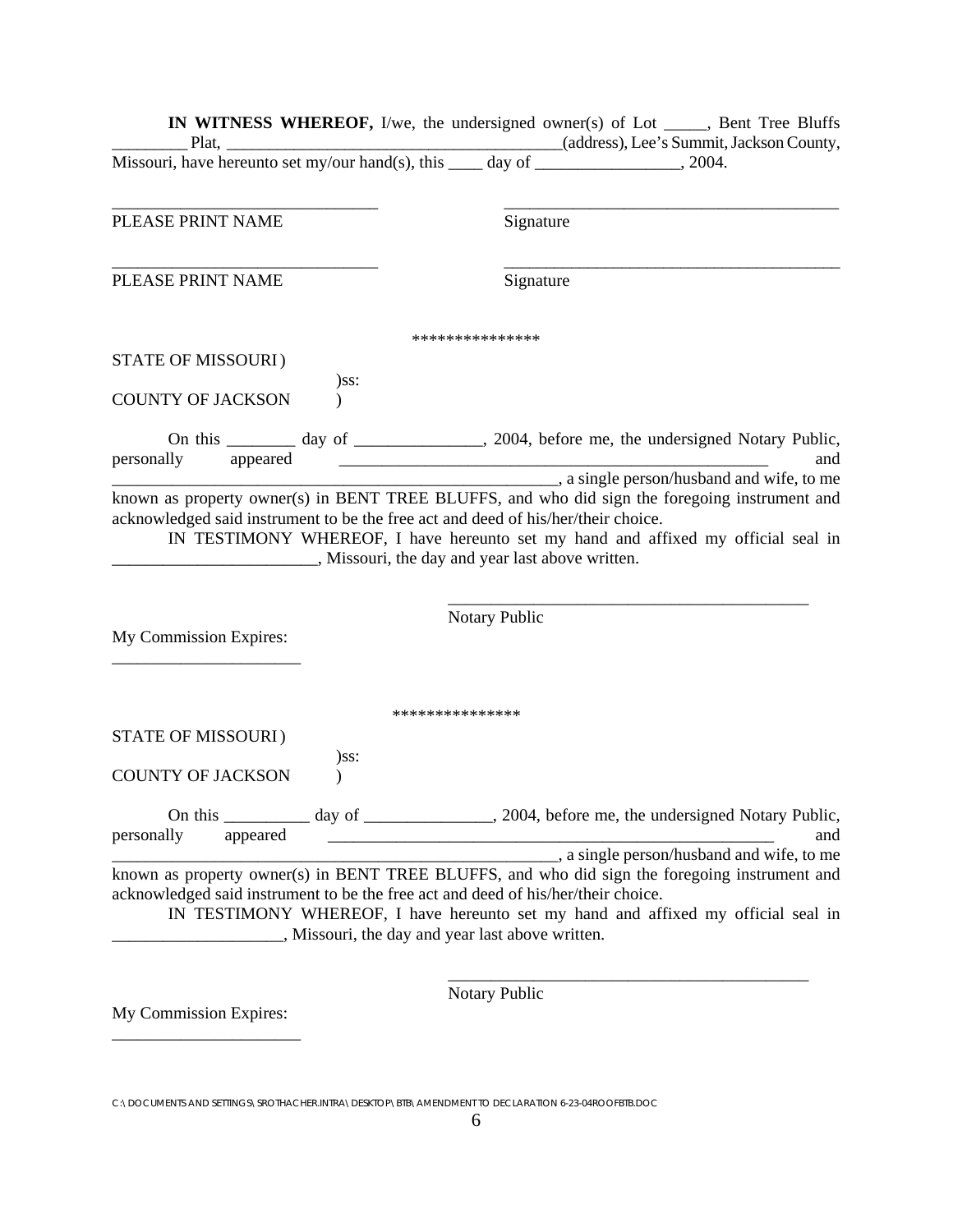**IN WITNESS WHEREOF,** I/we, the undersigned owner(s) of Lot _____, Bent Tree Bluffs _________ Plat, ________________________________________(address), Lee's Summit, Jackson County, Missouri, have hereunto set my/our hand(s), this ____ day of _________________, 2004.

________________________________ ________________________________________

PLEASE PRINT NAME Signature

________________________________ ________________________________________

PLEASE PRINT NAME Signature

***************

STATE OF MISSOURI )
)ss:
COUNTY OF JACKSON )

On this ________ day of _______________, 2004, before me, the undersigned Notary Public, personally appeared ____________________________________________________ and ________________________________________________________, a single person/husband and wife, to me known as property owner(s) in BENT TREE BLUFFS, and who did sign the foregoing instrument and acknowledged said instrument to be the free act and deed of his/her/their choice.

IN TESTIMONY WHEREOF, I have hereunto set my hand and affixed my official seal in ________________________, Missouri, the day and year last above written.

____________________________________________

Notary Public

My Commission Expires:

______________________

***************

STATE OF MISSOURI )
)ss:
COUNTY OF JACKSON )

On this __________ day of _______________, 2004, before me, the undersigned Notary Public, personally appeared ______________________________________________________ and ______________________________________________________, a single person/husband and wife, to me known as property owner(s) in BENT TREE BLUFFS, and who did sign the foregoing instrument and acknowledged said instrument to be the free act and deed of his/her/their choice.

IN TESTIMONY WHEREOF, I have hereunto set my hand and affixed my official seal in ____________________, Missouri, the day and year last above written.

____________________________________________

Notary Public

My Commission Expires:

______________________

C:\DOCUMENTS AND SETTINGS\SROTHACHER.INTRA\DESKTOP\BTB\AMENDMENT TO DECLARATION 6-23-04ROOFBTB.DOC